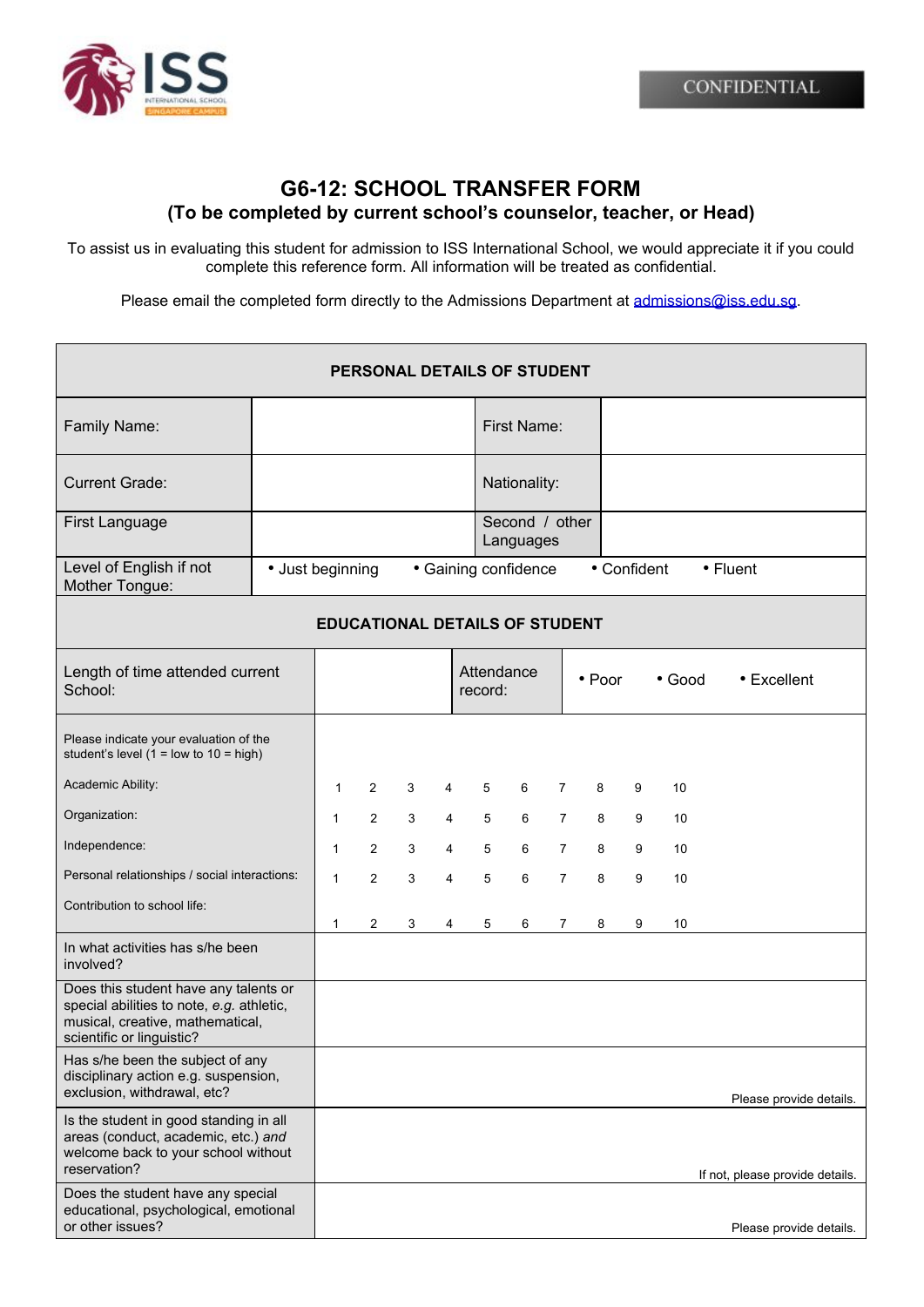CONFIDENTIAL

# G6-12: SCHOOL TRANSFER FORM

## (To be completed by current school's counselor, teacher, or Head)

To assist us in evaluating this student for admission to ISS International School, we would appreciate it if you could complete this reference form. All information will be treated as confidential.

Please email the completed form directly to the Admissions Department at admissions@iss.edu.sg.

| PERSONAL DETAILS OF STUDENT | | | |
|---|---|---|---|
| Family Name: | | First Name: | |
| Current Grade: | | Nationality: | |
| First Language | | Second / other Languages | |
| Level of English if not Mother Tongue: | • Just beginning • Gaining confidence • Confident • Fluent | | |

| EDUCATIONAL DETAILS OF STUDENT | | | |
|---|---|---|---|
| Length of time attended current School: | | Attendance record: | • Poor • Good • Excellent |

| Please indicate your evaluation of the student's level (1 = low to 10 = high) | | | | | | | | | | |
|---|---|---|---|---|---|---|---|---|---|---|
| Academic Ability: | 1 | 2 | 3 | 4 | 5 | 6 | 7 | 8 | 9 | 10 |
| Organization: | 1 | 2 | 3 | 4 | 5 | 6 | 7 | 8 | 9 | 10 |
| Independence: | 1 | 2 | 3 | 4 | 5 | 6 | 7 | 8 | 9 | 10 |
| Personal relationships / social interactions: | 1 | 2 | 3 | 4 | 5 | 6 | 7 | 8 | 9 | 10 |
| Contribution to school life: | 1 | 2 | 3 | 4 | 5 | 6 | 7 | 8 | 9 | 10 |

| | |
|---|---|
| In what activities has s/he been involved? | |
| Does this student have any talents or special abilities to note, *e.g.* athletic, musical, creative, mathematical, scientific or linguistic? | |
| Has s/he been the subject of any disciplinary action e.g. suspension, exclusion, withdrawal, etc? | Please provide details. |
| Is the student in good standing in all areas (conduct, academic, etc.) *and* welcome back to your school without reservation? | If not, please provide details. |
| Does the student have any special educational, psychological, emotional or other issues? | Please provide details. |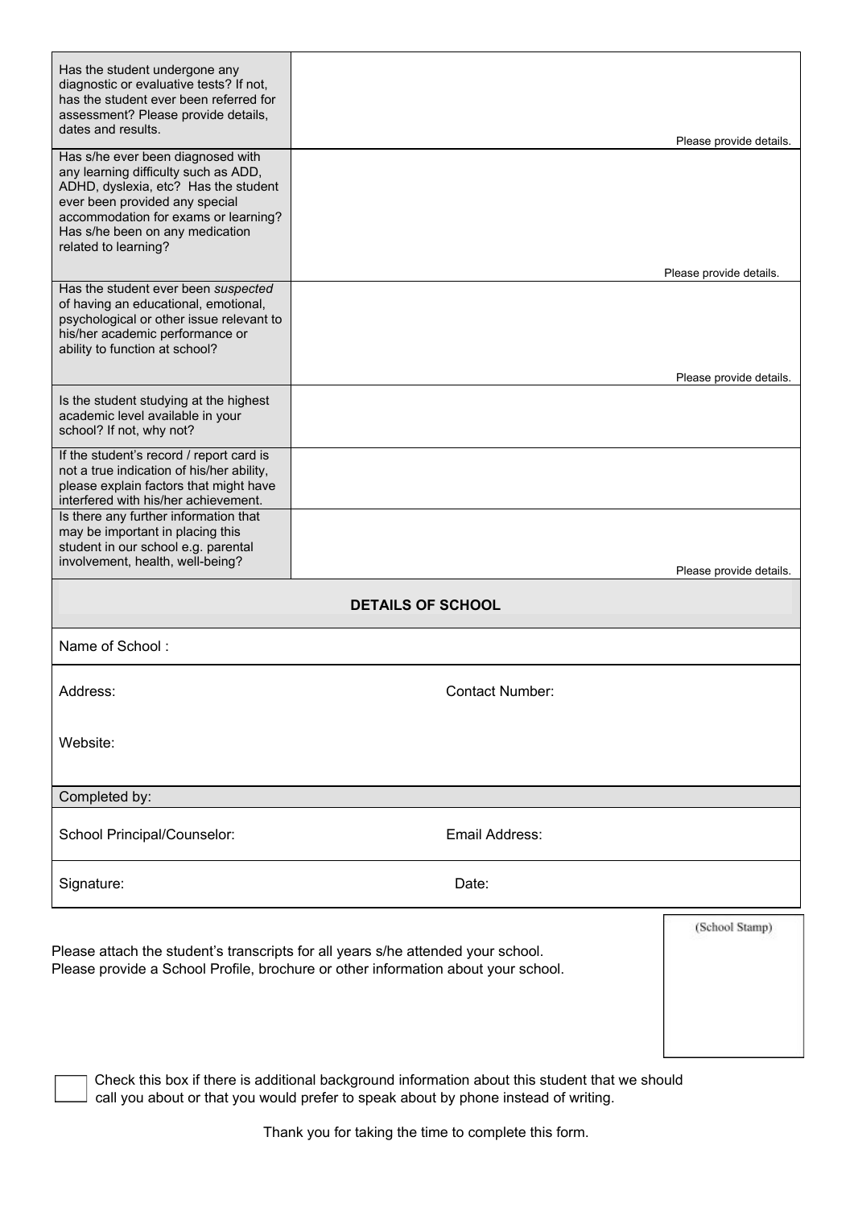| | |
|---|---|
| Has the student undergone any diagnostic or evaluative tests? If not, has the student ever been referred for assessment? Please provide details, dates and results. | Please provide details. |
| Has s/he ever been diagnosed with any learning difficulty such as ADD, ADHD, dyslexia, etc? Has the student ever been provided any special accommodation for exams or learning? Has s/he been on any medication related to learning? | Please provide details. |
| Has the student ever been *suspected* of having an educational, emotional, psychological or other issue relevant to his/her academic performance or ability to function at school? | Please provide details. |
| Is the student studying at the highest academic level available in your school? If not, why not? | |
| If the student's record / report card is not a true indication of his/her ability, please explain factors that might have interfered with his/her achievement. | |
| Is there any further information that may be important in placing this student in our school e.g. parental involvement, health, well-being? | Please provide details. |

## DETAILS OF SCHOOL

| | |
|---|---|
| Name of School : | |
| Address: | Contact Number: |
| Website: | |
| Completed by: | |
| School Principal/Counselor: | Email Address: |
| Signature: | Date: |

(School Stamp)

Please attach the student's transcripts for all years s/he attended your school.
Please provide a School Profile, brochure or other information about your school.

☐ Check this box if there is additional background information about this student that we should call you about or that you would prefer to speak about by phone instead of writing.

Thank you for taking the time to complete this form.